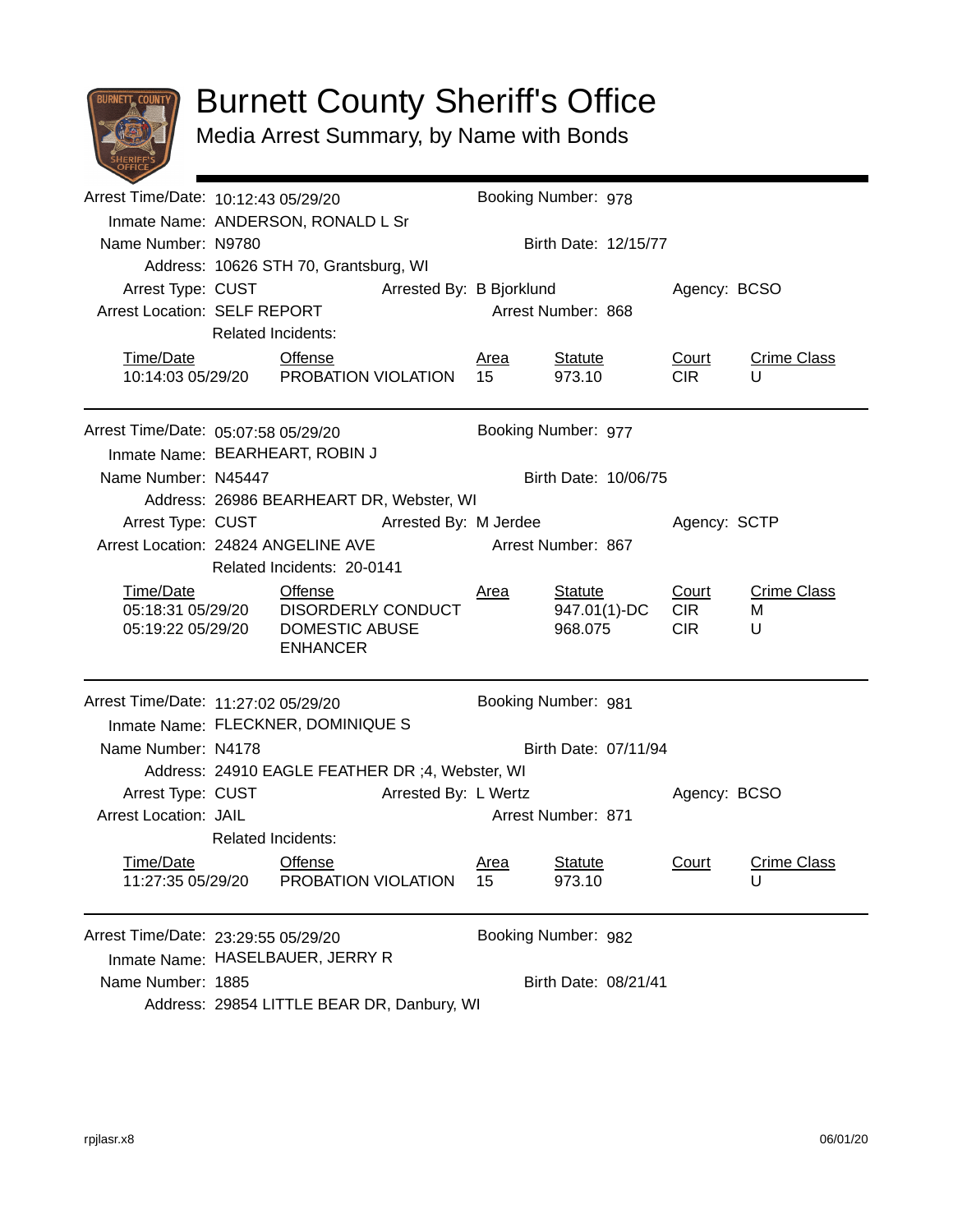# Burnett County Sheriff's Office

## Media Arrest Summary, by Name with Bonds

---

Arrest Time/Date: 10:12:43 05/29/20 Booking Number: 978
Inmate Name: ANDERSON, RONALD L Sr
Name Number: N9780 Birth Date: 12/15/77
Address: 10626 STH 70, Grantsburg, WI
Arrest Type: CUST Arrested By: B Bjorklund Agency: BCSO
Arrest Location: SELF REPORT Arrest Number: 868
Related Incidents:

| Time/Date | Offense | Area | Statute | Court | Crime Class |
|---|---|---|---|---|---|
| 10:14:03 05/29/20 | PROBATION VIOLATION | 15 | 973.10 | CIR | U |

---

Arrest Time/Date: 05:07:58 05/29/20 Booking Number: 977
Inmate Name: BEARHEART, ROBIN J
Name Number: N45447 Birth Date: 10/06/75
Address: 26986 BEARHEART DR, Webster, WI
Arrest Type: CUST Arrested By: M Jerdee Agency: SCTP
Arrest Location: 24824 ANGELINE AVE Arrest Number: 867
Related Incidents: 20-0141

| Time/Date | Offense | Area | Statute | Court | Crime Class |
|---|---|---|---|---|---|
| 05:18:31 05/29/20 | DISORDERLY CONDUCT | | 947.01(1)-DC | CIR | M |
| 05:19:22 05/29/20 | DOMESTIC ABUSE ENHANCER | | 968.075 | CIR | U |

---

Arrest Time/Date: 11:27:02 05/29/20 Booking Number: 981
Inmate Name: FLECKNER, DOMINIQUE S
Name Number: N4178 Birth Date: 07/11/94
Address: 24910 EAGLE FEATHER DR ;4, Webster, WI
Arrest Type: CUST Arrested By: L Wertz Agency: BCSO
Arrest Location: JAIL Arrest Number: 871
Related Incidents:

| Time/Date | Offense | Area | Statute | Court | Crime Class |
|---|---|---|---|---|---|
| 11:27:35 05/29/20 | PROBATION VIOLATION | 15 | 973.10 | | U |

---

Arrest Time/Date: 23:29:55 05/29/20 Booking Number: 982
Inmate Name: HASELBAUER, JERRY R
Name Number: 1885 Birth Date: 08/21/41
Address: 29854 LITTLE BEAR DR, Danbury, WI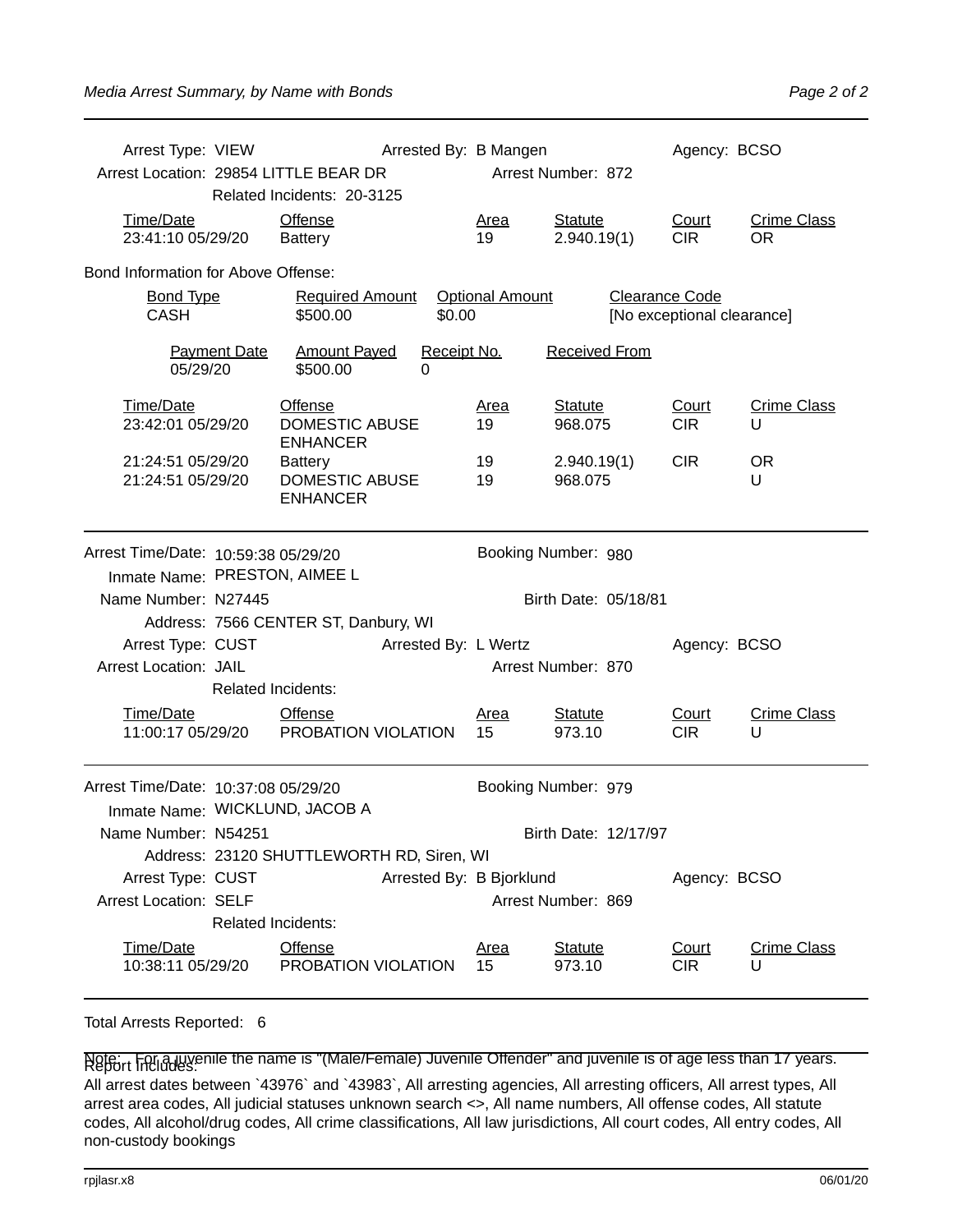Arrest Type: VIEW | Arrested By: B Mangen | Agency: BCSO

Arrest Location: 29854 LITTLE BEAR DR | Arrest Number: 872

Related Incidents: 20-3125

| Time/Date | Offense | Area | Statute | Court | Crime Class |
|---|---|---|---|---|---|
| 23:41:10 05/29/20 | Battery | 19 | 2.940.19(1) | CIR | OR |

Bond Information for Above Offense:

| Bond Type | Required Amount | Optional Amount | Clearance Code |
|---|---|---|---|
| CASH | $500.00 | $0.00 | [No exceptional clearance] |

| Payment Date | Amount Payed | Receipt No. | Received From |
|---|---|---|---|
| 05/29/20 | $500.00 | 0 | |

| Time/Date | Offense | Area | Statute | Court | Crime Class |
|---|---|---|---|---|---|
| 23:42:01 05/29/20 | DOMESTIC ABUSE ENHANCER | 19 | 968.075 | CIR | U |
| 21:24:51 05/29/20 | Battery | 19 | 2.940.19(1) | CIR | OR |
| 21:24:51 05/29/20 | DOMESTIC ABUSE ENHANCER | 19 | 968.075 | | U |

---

Arrest Time/Date: 10:59:38 05/29/20 | Booking Number: 980

Inmate Name: PRESTON, AIMEE L

Name Number: N27445 | Birth Date: 05/18/81

Address: 7566 CENTER ST, Danbury, WI

Arrest Type: CUST | Arrested By: L Wertz | Agency: BCSO

Arrest Location: JAIL | Arrest Number: 870

Related Incidents:

| Time/Date | Offense | Area | Statute | Court | Crime Class |
|---|---|---|---|---|---|
| 11:00:17 05/29/20 | PROBATION VIOLATION | 15 | 973.10 | CIR | U |

---

Arrest Time/Date: 10:37:08 05/29/20 | Booking Number: 979

Inmate Name: WICKLUND, JACOB A

Name Number: N54251 | Birth Date: 12/17/97

Address: 23120 SHUTTLEWORTH RD, Siren, WI

Arrest Type: CUST | Arrested By: B Bjorklund | Agency: BCSO

Arrest Location: SELF | Arrest Number: 869

Related Incidents:

| Time/Date | Offense | Area | Statute | Court | Crime Class |
|---|---|---|---|---|---|
| 10:38:11 05/29/20 | PROBATION VIOLATION | 15 | 973.10 | CIR | U |

---

Total Arrests Reported: 6

Note: For a juvenile the name is "(Male/Female) Juvenile Offender" and juvenile is of age less than 17 years.

Report Includes:

All arrest dates between `43976` and `43983`, All arresting agencies, All arresting officers, All arrest types, All arrest area codes, All judicial statuses unknown search <>, All name numbers, All offense codes, All statute codes, All alcohol/drug codes, All crime classifications, All law jurisdictions, All court codes, All entry codes, All non-custody bookings